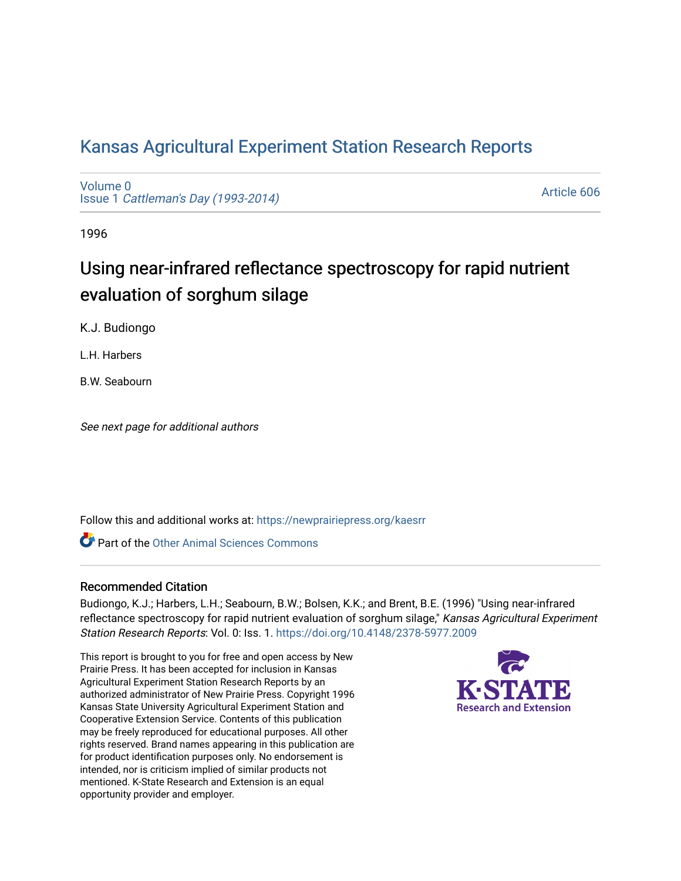# Kansas Agricultural Experiment Station Research Reports

Volume 0
Issue 1 *Cattleman's Day (1993-2014)*

Article 606

1996

## Using near-infrared reflectance spectroscopy for rapid nutrient evaluation of sorghum silage

K.J. Budiongo

L.H. Harbers

B.W. Seabourn

*See next page for additional authors*

Follow this and additional works at: https://newprairiepress.org/kaesrr

Part of the Other Animal Sciences Commons

### Recommended Citation

Budiongo, K.J.; Harbers, L.H.; Seabourn, B.W.; Bolsen, K.K.; and Brent, B.E. (1996) "Using near-infrared reflectance spectroscopy for rapid nutrient evaluation of sorghum silage," *Kansas Agricultural Experiment Station Research Reports*: Vol. 0: Iss. 1. https://doi.org/10.4148/2378-5977.2009

This report is brought to you for free and open access by New Prairie Press. It has been accepted for inclusion in Kansas Agricultural Experiment Station Research Reports by an authorized administrator of New Prairie Press. Copyright 1996 Kansas State University Agricultural Experiment Station and Cooperative Extension Service. Contents of this publication may be freely reproduced for educational purposes. All other rights reserved. Brand names appearing in this publication are for product identification purposes only. No endorsement is intended, nor is criticism implied of similar products not mentioned. K-State Research and Extension is an equal opportunity provider and employer.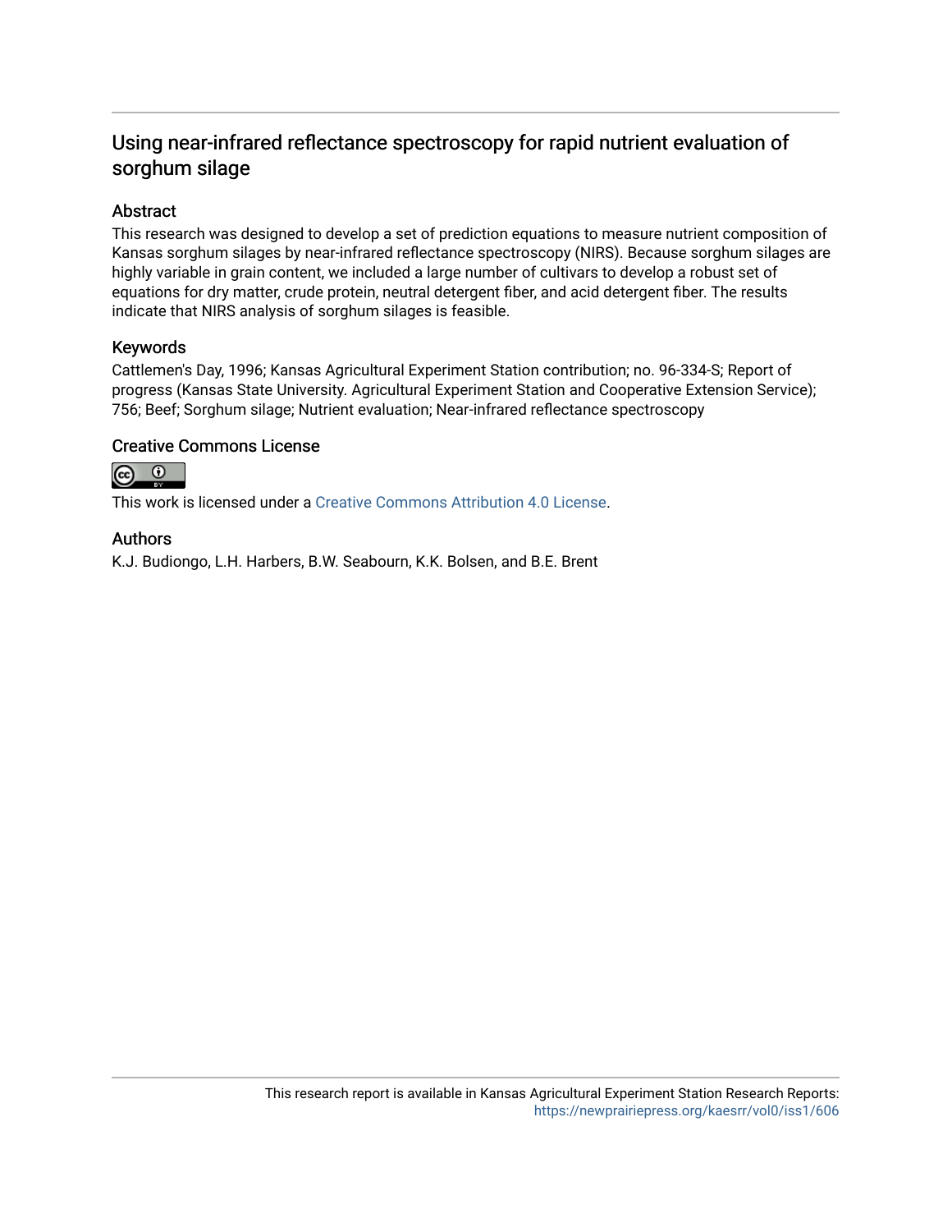## Using near-infrared reflectance spectroscopy for rapid nutrient evaluation of sorghum silage

### Abstract

This research was designed to develop a set of prediction equations to measure nutrient composition of Kansas sorghum silages by near-infrared reflectance spectroscopy (NIRS). Because sorghum silages are highly variable in grain content, we included a large number of cultivars to develop a robust set of equations for dry matter, crude protein, neutral detergent fiber, and acid detergent fiber. The results indicate that NIRS analysis of sorghum silages is feasible.

### Keywords

Cattlemen's Day, 1996; Kansas Agricultural Experiment Station contribution; no. 96-334-S; Report of progress (Kansas State University. Agricultural Experiment Station and Cooperative Extension Service); 756; Beef; Sorghum silage; Nutrient evaluation; Near-infrared reflectance spectroscopy

### Creative Commons License

This work is licensed under a Creative Commons Attribution 4.0 License.

### Authors

K.J. Budiongo, L.H. Harbers, B.W. Seabourn, K.K. Bolsen, and B.E. Brent

This research report is available in Kansas Agricultural Experiment Station Research Reports: https://newprairiepress.org/kaesrr/vol0/iss1/606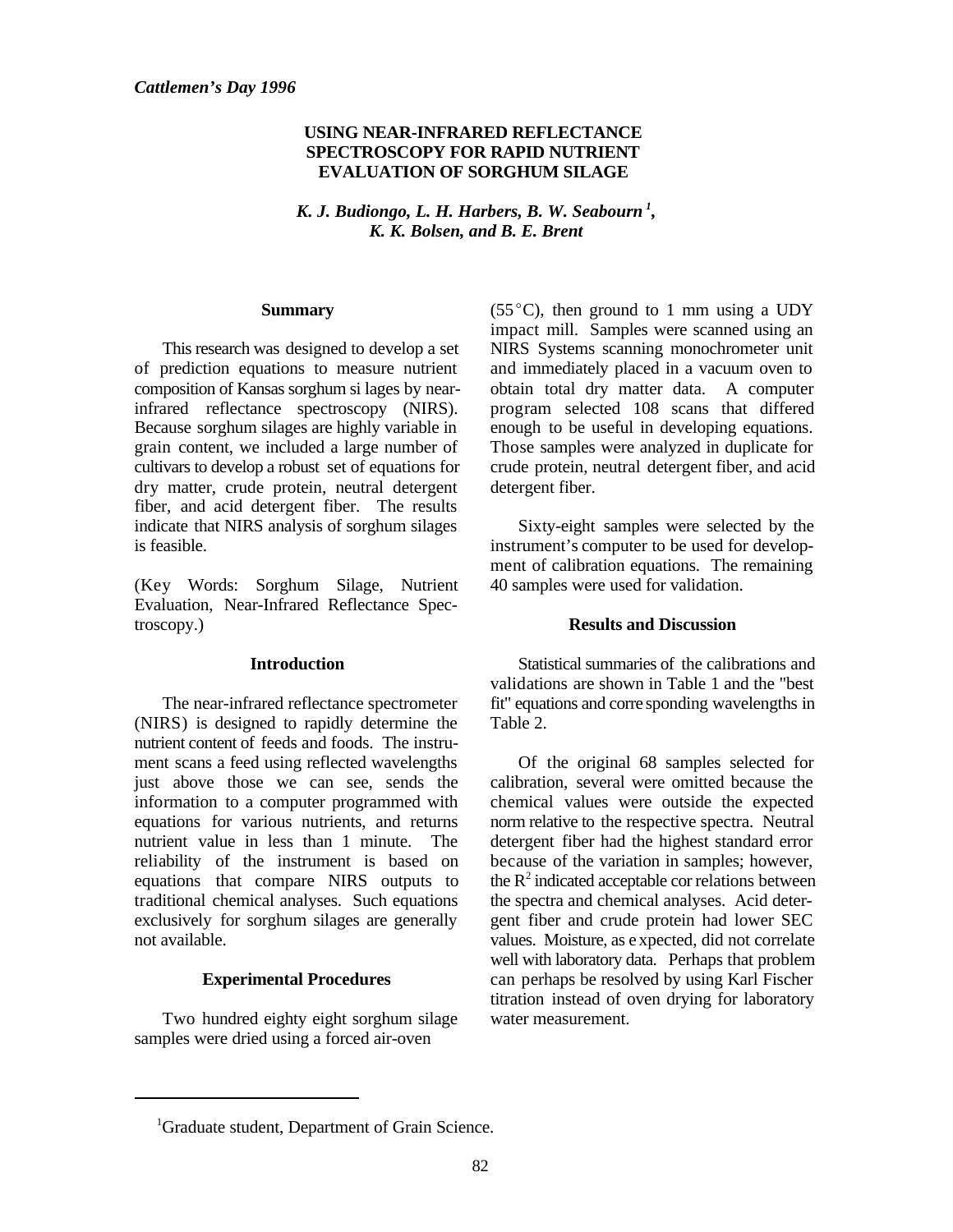*Cattlemen's Day 1996*

# USING NEAR-INFRARED REFLECTANCE SPECTROSCOPY FOR RAPID NUTRIENT EVALUATION OF SORGHUM SILAGE

***K. J. Budiongo, L. H. Harbers, B. W. Seabourn [1], K. K. Bolsen, and B. E. Brent***

## Summary

This research was designed to develop a set of prediction equations to measure nutrient composition of Kansas sorghum silages by near-infrared reflectance spectroscopy (NIRS). Because sorghum silages are highly variable in grain content, we included a large number of cultivars to develop a robust set of equations for dry matter, crude protein, neutral detergent fiber, and acid detergent fiber. The results indicate that NIRS analysis of sorghum silages is feasible.

(Key Words: Sorghum Silage, Nutrient Evaluation, Near-Infrared Reflectance Spectroscopy.)

## Introduction

The near-infrared reflectance spectrometer (NIRS) is designed to rapidly determine the nutrient content of feeds and foods. The instrument scans a feed using reflected wavelengths just above those we can see, sends the information to a computer programmed with equations for various nutrients, and returns nutrient value in less than 1 minute. The reliability of the instrument is based on equations that compare NIRS outputs to traditional chemical analyses. Such equations exclusively for sorghum silages are generally not available.

## Experimental Procedures

Two hundred eighty eight sorghum silage samples were dried using a forced air-oven (55°C), then ground to 1 mm using a UDY impact mill. Samples were scanned using an NIRS Systems scanning monochrometer unit and immediately placed in a vacuum oven to obtain total dry matter data. A computer program selected 108 scans that differed enough to be useful in developing equations. Those samples were analyzed in duplicate for crude protein, neutral detergent fiber, and acid detergent fiber.

Sixty-eight samples were selected by the instrument's computer to be used for development of calibration equations. The remaining 40 samples were used for validation.

## Results and Discussion

Statistical summaries of the calibrations and validations are shown in Table 1 and the "best fit" equations and corresponding wavelengths in Table 2.

Of the original 68 samples selected for calibration, several were omitted because the chemical values were outside the expected norm relative to the respective spectra. Neutral detergent fiber had the highest standard error because of the variation in samples; however, the $R^2$ indicated acceptable correlations between the spectra and chemical analyses. Acid detergent fiber and crude protein had lower SEC values. Moisture, as expected, did not correlate well with laboratory data. Perhaps that problem can perhaps be resolved by using Karl Fischer titration instead of oven drying for laboratory water measurement.

---

[1]Graduate student, Department of Grain Science.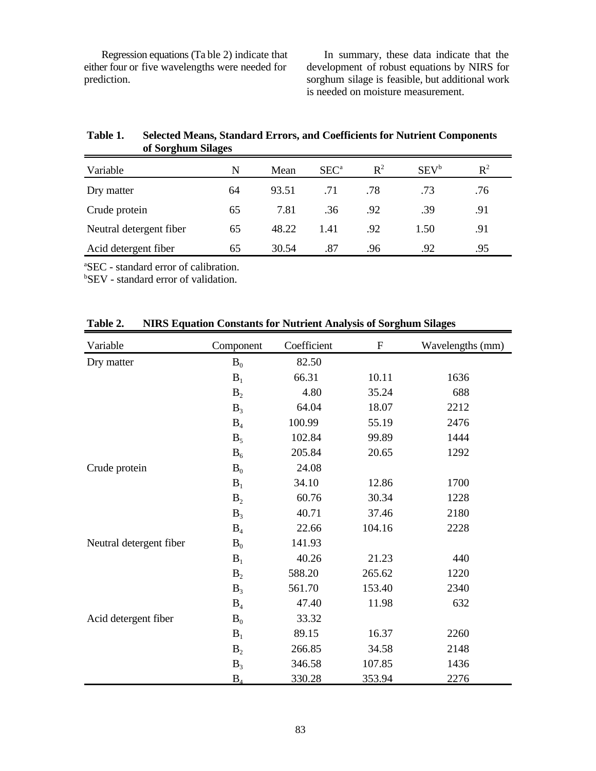Regression equations (Table 2) indicate that either four or five wavelengths were needed for prediction.

In summary, these data indicate that the development of robust equations by NIRS for sorghum silage is feasible, but additional work is needed on moisture measurement.

**Table 1. Selected Means, Standard Errors, and Coefficients for Nutrient Components of Sorghum Silages**

| Variable | N | Mean | SEC[a] | $R^2$ | SEV[b] | $R^2$ |
|---|---|---|---|---|---|---|
| Dry matter | 64 | 93.51 | .71 | .78 | .73 | .76 |
| Crude protein | 65 | 7.81 | .36 | .92 | .39 | .91 |
| Neutral detergent fiber | 65 | 48.22 | 1.41 | .92 | 1.50 | .91 |
| Acid detergent fiber | 65 | 30.54 | .87 | .96 | .92 | .95 |

[a]SEC - standard error of calibration.
[b]SEV - standard error of validation.

**Table 2. NIRS Equation Constants for Nutrient Analysis of Sorghum Silages**

| Variable | Component | Coefficient | F | Wavelengths (mm) |
|---|---|---|---|---|
| Dry matter | $B_0$ | 82.50 | | |
| | $B_1$ | 66.31 | 10.11 | 1636 |
| | $B_2$ | 4.80 | 35.24 | 688 |
| | $B_3$ | 64.04 | 18.07 | 2212 |
| | $B_4$ | 100.99 | 55.19 | 2476 |
| | $B_5$ | 102.84 | 99.89 | 1444 |
| | $B_6$ | 205.84 | 20.65 | 1292 |
| Crude protein | $B_0$ | 24.08 | | |
| | $B_1$ | 34.10 | 12.86 | 1700 |
| | $B_2$ | 60.76 | 30.34 | 1228 |
| | $B_3$ | 40.71 | 37.46 | 2180 |
| | $B_4$ | 22.66 | 104.16 | 2228 |
| Neutral detergent fiber | $B_0$ | 141.93 | | |
| | $B_1$ | 40.26 | 21.23 | 440 |
| | $B_2$ | 588.20 | 265.62 | 1220 |
| | $B_3$ | 561.70 | 153.40 | 2340 |
| | $B_4$ | 47.40 | 11.98 | 632 |
| Acid detergent fiber | $B_0$ | 33.32 | | |
| | $B_1$ | 89.15 | 16.37 | 2260 |
| | $B_2$ | 266.85 | 34.58 | 2148 |
| | $B_3$ | 346.58 | 107.85 | 1436 |
| | $B_4$ | 330.28 | 353.94 | 2276 |